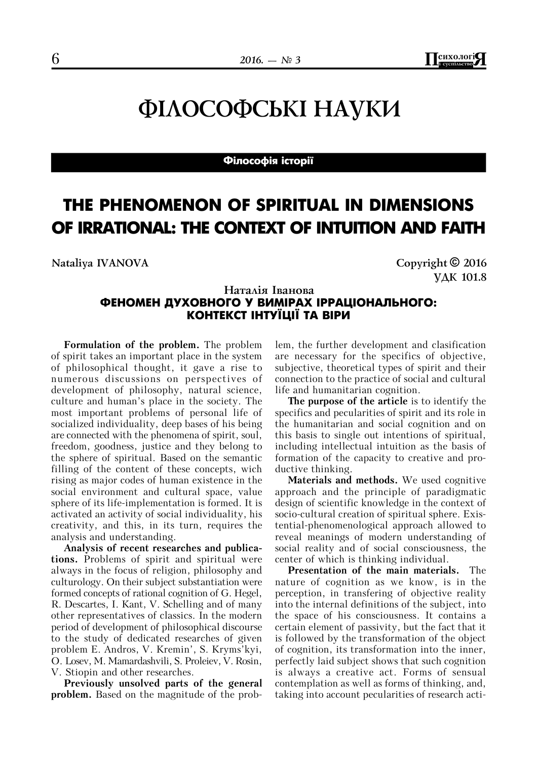# ФІЛОСОФСЬКІ НАУКИ

**Філософія історії**

## THE PHENOMENON OF SPIRITUAL IN DIMENSIONS OF IRRATIONAL: THE CONTEXT OF INTUITION AND FAITH

**Nataliya IVANOVA**

**Copyright © 2016**
**УДК 101.8**

**Наталія Іванова**
**ФЕНОМЕН ДУХОВНОГО У ВИМІРАХ ІРРАЦІОНАЛЬНОГО: КОНТЕКСТ ІНТУЇЦІЇ ТА ВІРИ**

**Formulation of the problem.** The problem of spirit takes an important place in the system of philosophical thought, it gave a rise to numerous discussions on perspectives of development of philosophy, natural science, culture and human's place in the society. The most important problems of personal life of socialized individuality, deep bases of his being are connected with the phenomena of spirit, soul, freedom, goodness, justice and they belong to the sphere of spiritual. Based on the semantic filling of the content of these concepts, wich rising as major codes of human existence in the social environment and cultural space, value sphere of its life-implementation is formed. It is activated an activity of social individuality, his creativity, and this, in its turn, requires the analysis and understanding.

**Analysis of recent researches and publications.** Problems of spirit and spiritual were always in the focus of religion, philosophy and culturology. On their subject substantiation were formed concepts of rational cognition of G. Hegel, R. Descartes, I. Kant, V. Schelling and of many other representatives of classics. In the modern period of development of philosophical discourse to the study of dedicated researches of given problem E. Andros, V. Kremin', S. Kryms'kyi, O. Losev, M. Mamardashvili, S. Proleiev, V. Rosin, V. Stiopin and other researches.

**Previously unsolved parts of the general problem.** Based on the magnitude of the problem, the further development and clasification are necessary for the specifics of objective, subjective, theoretical types of spirit and their connection to the practice of social and cultural life and humanitarian cognition.

**The purpose of the article** is to identify the specifics and pecularities of spirit and its role in the humanitarian and social cognition and on this basis to single out intentions of spiritual, including intellectual intuition as the basis of formation of the capacity to creative and productive thinking.

**Materials and methods.** We used cognitive approach and the principle of paradigmatic design of scientific knowledge in the context of socio-cultural creation of spiritual sphere. Existential-phenomenological approach allowed to reveal meanings of modern understanding of social reality and of social consciousness, the center of which is thinking individual.

**Presentation of the main materials.** The nature of cognition as we know, is in the perception, in transfering of objective reality into the internal definitions of the subject, into the space of his consciousness. It contains a certain element of passivity, but the fact that it is followed by the transformation of the object of cognition, its transformation into the inner, perfectly laid subject shows that such cognition is always a creative act. Forms of sensual contemplation as well as forms of thinking, and, taking into account pecularities of research acti-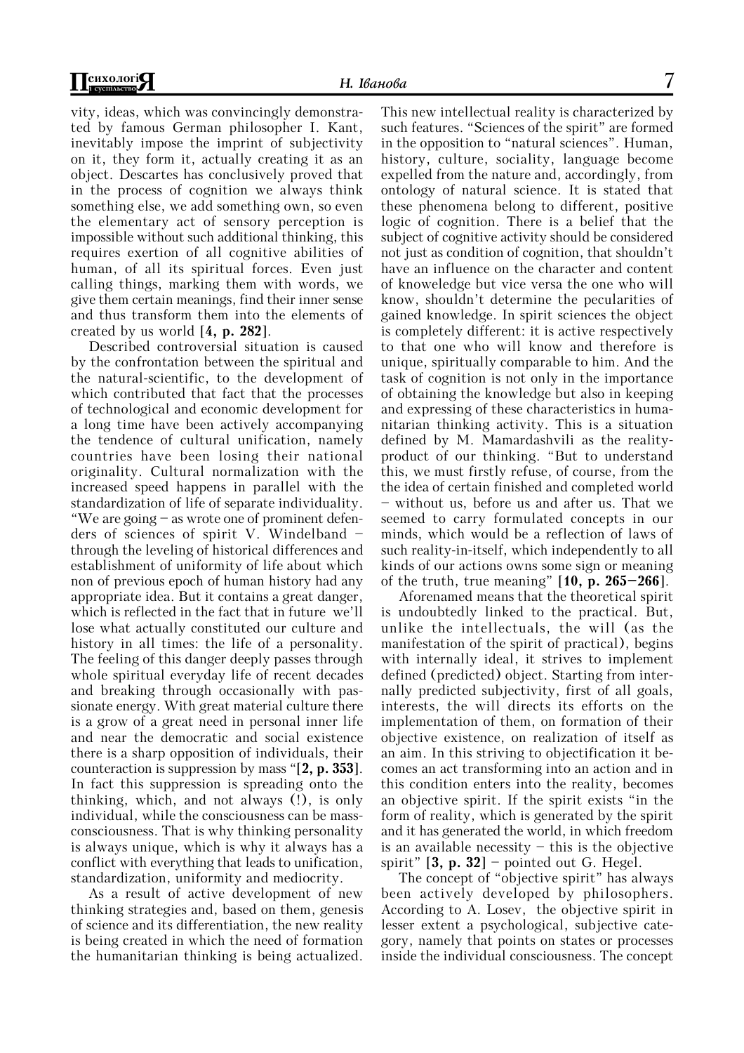vity, ideas, which was convincingly demonstrated by famous German philosopher I. Kant, inevitably impose the imprint of subjectivity on it, they form it, actually creating it as an object. Descartes has conclusively proved that in the process of cognition we always think something else, we add something own, so even the elementary act of sensory perception is impossible without such additional thinking, this requires exertion of all cognitive abilities of human, of all its spiritual forces. Even just calling things, marking them with words, we give them certain meanings, find their inner sense and thus transform them into the elements of created by us world **[4, p. 282]**.

Described controversial situation is caused by the confrontation between the spiritual and the natural-scientific, to the development of which contributed that fact that the processes of technological and economic development for a long time have been actively accompanying the tendence of cultural unification, namely countries have been losing their national originality. Cultural normalization with the increased speed happens in parallel with the standardization of life of separate individuality. "We are going – as wrote one of prominent defenders of sciences of spirit V. Windelband – through the leveling of historical differences and establishment of uniformity of life about which non of previous epoch of human history had any appropriate idea. But it contains a great danger, which is reflected in the fact that in future we'll lose what actually constituted our culture and history in all times: the life of a personality. The feeling of this danger deeply passes through whole spiritual everyday life of recent decades and breaking through occasionally with passionate energy. With great material culture there is a grow of a great need in personal inner life and near the democratic and social existence there is a sharp opposition of individuals, their counteraction is suppression by mass "**[2, p. 353]**. In fact this suppression is spreading onto the thinking, which, and not always (!), is only individual, while the consciousness can be mass-consciousness. That is why thinking personality is always unique, which is why it always has a conflict with everything that leads to unification, standardization, uniformity and mediocrity.

As a result of active development of new thinking strategies and, based on them, genesis of science and its differentiation, the new reality is being created in which the need of formation the humanitarian thinking is being actualized. This new intellectual reality is characterized by such features. "Sciences of the spirit" are formed in the opposition to "natural sciences". Human, history, culture, sociality, language become expelled from the nature and, accordingly, from ontology of natural science. It is stated that these phenomena belong to different, positive logic of cognition. There is a belief that the subject of cognitive activity should be considered not just as condition of cognition, that shouldn't have an influence on the character and content of knoweledge but vice versa the one who will know, shouldn't determine the pecularities of gained knowledge. In spirit sciences the object is completely different: it is active respectively to that one who will know and therefore is unique, spiritually comparable to him. And the task of cognition is not only in the importance of obtaining the knowledge but also in keeping and expressing of these characteristics in humanitarian thinking activity. This is a situation defined by M. Mamardashvili as the reality-product of our thinking. "But to understand this, we must firstly refuse, of course, from the the idea of certain finished and completed world – without us, before us and after us. That we seemed to carry formulated concepts in our minds, which would be a reflection of laws of such reality-in-itself, which independently to all kinds of our actions owns some sign or meaning of the truth, true meaning" **[10, p. 265–266]**.

Aforenamed means that the theoretical spirit is undoubtedly linked to the practical. But, unlike the intellectuals, the will (as the manifestation of the spirit of practical), begins with internally ideal, it strives to implement defined (predicted) object. Starting from internally predicted subjectivity, first of all goals, interests, the will directs its efforts on the implementation of them, on formation of their objective existence, on realization of itself as an aim. In this striving to objectification it becomes an act transforming into an action and in this condition enters into the reality, becomes an objective spirit. If the spirit exists "in the form of reality, which is generated by the spirit and it has generated the world, in which freedom is an available necessity – this is the objective spirit" **[3, p. 32]** – pointed out G. Hegel.

The concept of "objective spirit" has always been actively developed by philosophers. According to A. Losev, the objective spirit in lesser extent a psychological, subjective category, namely that points on states or processes inside the individual consciousness. The concept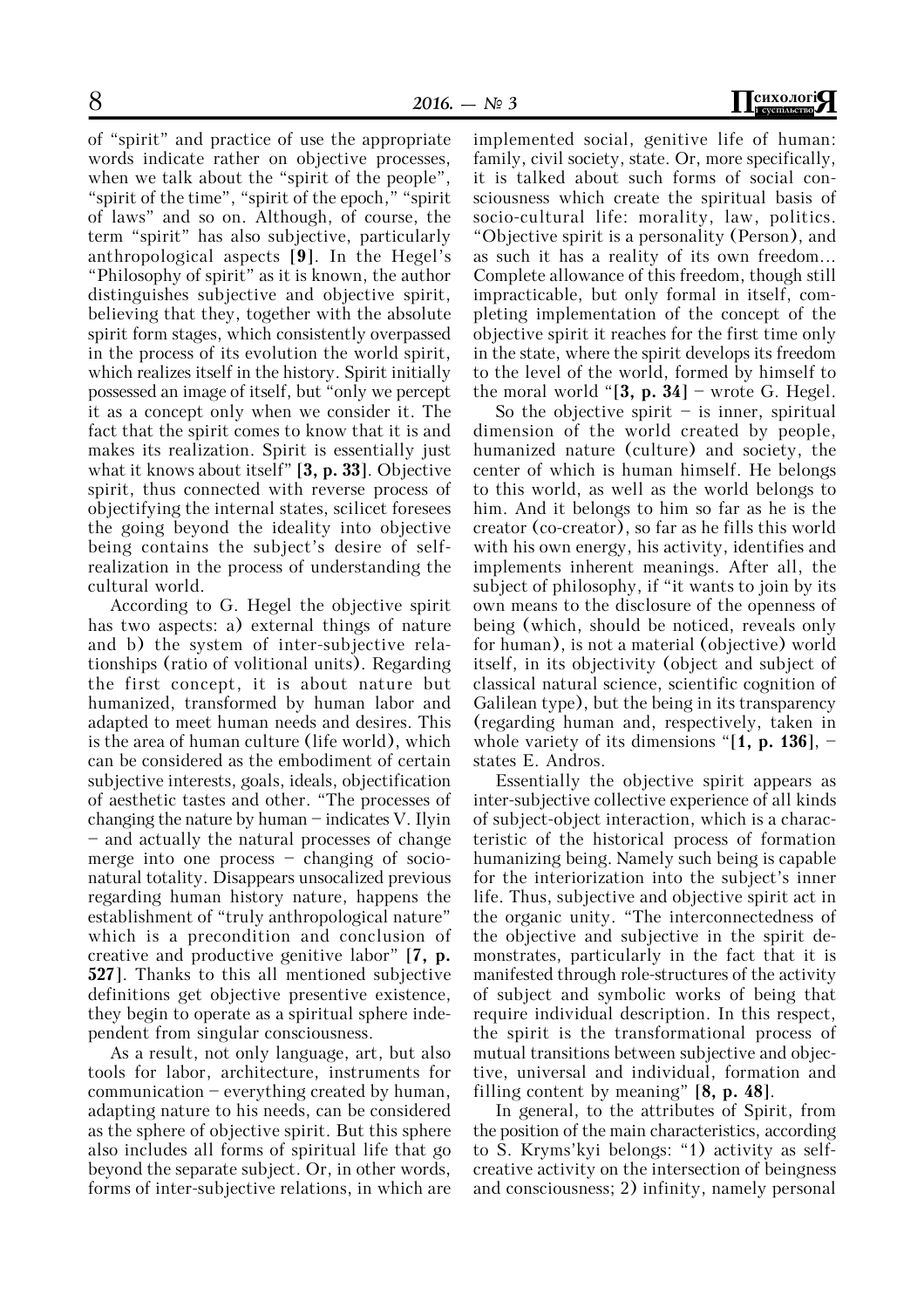of "spirit" and practice of use the appropriate words indicate rather on objective processes, when we talk about the "spirit of the people", "spirit of the time", "spirit of the epoch," "spirit of laws" and so on. Although, of course, the term "spirit" has also subjective, particularly anthropological aspects **[9]**. In the Hegel's "Philosophy of spirit" as it is known, the author distinguishes subjective and objective spirit, believing that they, together with the absolute spirit form stages, which consistently overpassed in the process of its evolution the world spirit, which realizes itself in the history. Spirit initially possessed an image of itself, but "only we percept it as a concept only when we consider it. The fact that the spirit comes to know that it is and makes its realization. Spirit is essentially just what it knows about itself" **[3, p. 33]**. Objective spirit, thus connected with reverse process of objectifying the internal states, scilicet foresees the going beyond the ideality into objective being contains the subject's desire of self-realization in the process of understanding the cultural world.

According to G. Hegel the objective spirit has two aspects: a) external things of nature and b) the system of inter-subjective relationships (ratio of volitional units). Regarding the first concept, it is about nature but humanized, transformed by human labor and adapted to meet human needs and desires. This is the area of human culture (life world), which can be considered as the embodiment of certain subjective interests, goals, ideals, objectification of aesthetic tastes and other. "The processes of changing the nature by human – indicates V. Ilyin – and actually the natural processes of change merge into one process – changing of socio-natural totality. Disappears unsocalized previous regarding human history nature, happens the establishment of "truly anthropological nature" which is a precondition and conclusion of creative and productive genitive labor" **[7, p. 527]**. Thanks to this all mentioned subjective definitions get objective presentive existence, they begin to operate as a spiritual sphere independent from singular consciousness.

As a result, not only language, art, but also tools for labor, architecture, instruments for communication – everything created by human, adapting nature to his needs, can be considered as the sphere of objective spirit. But this sphere also includes all forms of spiritual life that go beyond the separate subject. Or, in other words, forms of inter-subjective relations, in which are implemented social, genitive life of human: family, civil society, state. Or, more specifically, it is talked about such forms of social consciousness which create the spiritual basis of socio-cultural life: morality, law, politics. "Objective spirit is a personality (Person), and as such it has a reality of its own freedom... Complete allowance of this freedom, though still impracticable, but only formal in itself, completing implementation of the concept of the objective spirit it reaches for the first time only in the state, where the spirit develops its freedom to the level of the world, formed by himself to the moral world "**[3, p. 34]** – wrote G. Hegel.

So the objective spirit – is inner, spiritual dimension of the world created by people, humanized nature (culture) and society, the center of which is human himself. He belongs to this world, as well as the world belongs to him. And it belongs to him so far as he is the creator (co-creator), so far as he fills this world with his own energy, his activity, identifies and implements inherent meanings. After all, the subject of philosophy, if "it wants to join by its own means to the disclosure of the openness of being (which, should be noticed, reveals only for human), is not a material (objective) world itself, in its objectivity (object and subject of classical natural science, scientific cognition of Galilean type), but the being in its transparency (regarding human and, respectively, taken in whole variety of its dimensions "**[1, p. 136]**, – states E. Andros.

Essentially the objective spirit appears as inter-subjective collective experience of all kinds of subject-object interaction, which is a characteristic of the historical process of formation humanizing being. Namely such being is capable for the interiorization into the subject's inner life. Thus, subjective and objective spirit act in the organic unity. "The interconnectedness of the objective and subjective in the spirit demonstrates, particularly in the fact that it is manifested through role-structures of the activity of subject and symbolic works of being that require individual description. In this respect, the spirit is the transformational process of mutual transitions between subjective and objective, universal and individual, formation and filling content by meaning" **[8, p. 48]**.

In general, to the attributes of Spirit, from the position of the main characteristics, according to S. Kryms'kyi belongs: "1) activity as self-creative activity on the intersection of beingness and consciousness; 2) infinity, namely personal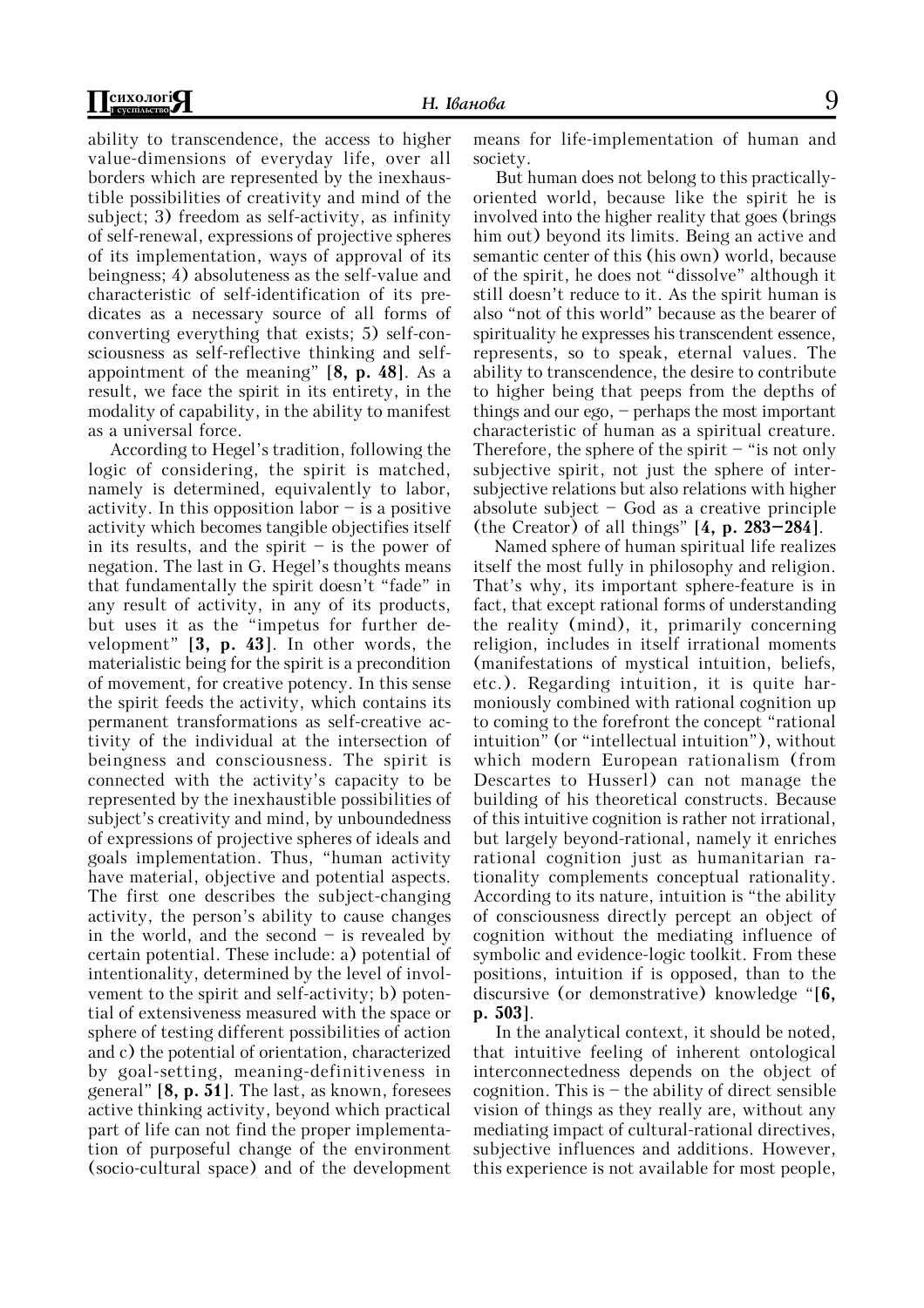ability to transcendence, the access to higher value-dimensions of everyday life, over all borders which are represented by the inexhaustible possibilities of creativity and mind of the subject; 3) freedom as self-activity, as infinity of self-renewal, expressions of projective spheres of its implementation, ways of approval of its beingness; 4) absoluteness as the self-value and characteristic of self-identification of its predicates as a necessary source of all forms of converting everything that exists; 5) self-consciousness as self-reflective thinking and self-appointment of the meaning" **[8, p. 48]**. As a result, we face the spirit in its entirety, in the modality of capability, in the ability to manifest as a universal force.

According to Hegel's tradition, following the logic of considering, the spirit is matched, namely is determined, equivalently to labor, activity. In this opposition labor – is a positive activity which becomes tangible objectifies itself in its results, and the spirit – is the power of negation. The last in G. Hegel's thoughts means that fundamentally the spirit doesn't "fade" in any result of activity, in any of its products, but uses it as the "impetus for further development" **[3, p. 43]**. In other words, the materialistic being for the spirit is a precondition of movement, for creative potency. In this sense the spirit feeds the activity, which contains its permanent transformations as self-creative activity of the individual at the intersection of beingness and consciousness. The spirit is connected with the activity's capacity to be represented by the inexhaustible possibilities of subject's creativity and mind, by unboundedness of expressions of projective spheres of ideals and goals implementation. Thus, "human activity have material, objective and potential aspects. The first one describes the subject-changing activity, the person's ability to cause changes in the world, and the second – is revealed by certain potential. These include: a) potential of intentionality, determined by the level of involvement to the spirit and self-activity; b) potential of extensiveness measured with the space or sphere of testing different possibilities of action and c) the potential of orientation, characterized by goal-setting, meaning-definitiveness in general" **[8, p. 51]**. The last, as known, foresees active thinking activity, beyond which practical part of life can not find the proper implementation of purposeful change of the environment (socio-cultural space) and of the development means for life-implementation of human and society.

But human does not belong to this practically-oriented world, because like the spirit he is involved into the higher reality that goes (brings him out) beyond its limits. Being an active and semantic center of this (his own) world, because of the spirit, he does not "dissolve" although it still doesn't reduce to it. As the spirit human is also "not of this world" because as the bearer of spirituality he expresses his transcendent essence, represents, so to speak, eternal values. The ability to transcendence, the desire to contribute to higher being that peeps from the depths of things and our ego, – perhaps the most important characteristic of human as a spiritual creature. Therefore, the sphere of the spirit – "is not only subjective spirit, not just the sphere of inter-subjective relations but also relations with higher absolute subject – God as a creative principle (the Creator) of all things" **[4, p. 283–284]**.

Named sphere of human spiritual life realizes itself the most fully in philosophy and religion. That's why, its important sphere-feature is in fact, that except rational forms of understanding the reality (mind), it, primarily concerning religion, includes in itself irrational moments (manifestations of mystical intuition, beliefs, etc.). Regarding intuition, it is quite harmoniously combined with rational cognition up to coming to the forefront the concept "rational intuition" (or "intellectual intuition"), without which modern European rationalism (from Descartes to Husserl) can not manage the building of his theoretical constructs. Because of this intuitive cognition is rather not irrational, but largely beyond-rational, namely it enriches rational cognition just as humanitarian rationality complements conceptual rationality. According to its nature, intuition is "the ability of consciousness directly percept an object of cognition without the mediating influence of symbolic and evidence-logic toolkit. From these positions, intuition if is opposed, than to the discursive (or demonstrative) knowledge "**[6, p. 503]**.

In the analytical context, it should be noted, that intuitive feeling of inherent ontological interconnectedness depends on the object of cognition. This is – the ability of direct sensible vision of things as they really are, without any mediating impact of cultural-rational directives, subjective influences and additions. However, this experience is not available for most people,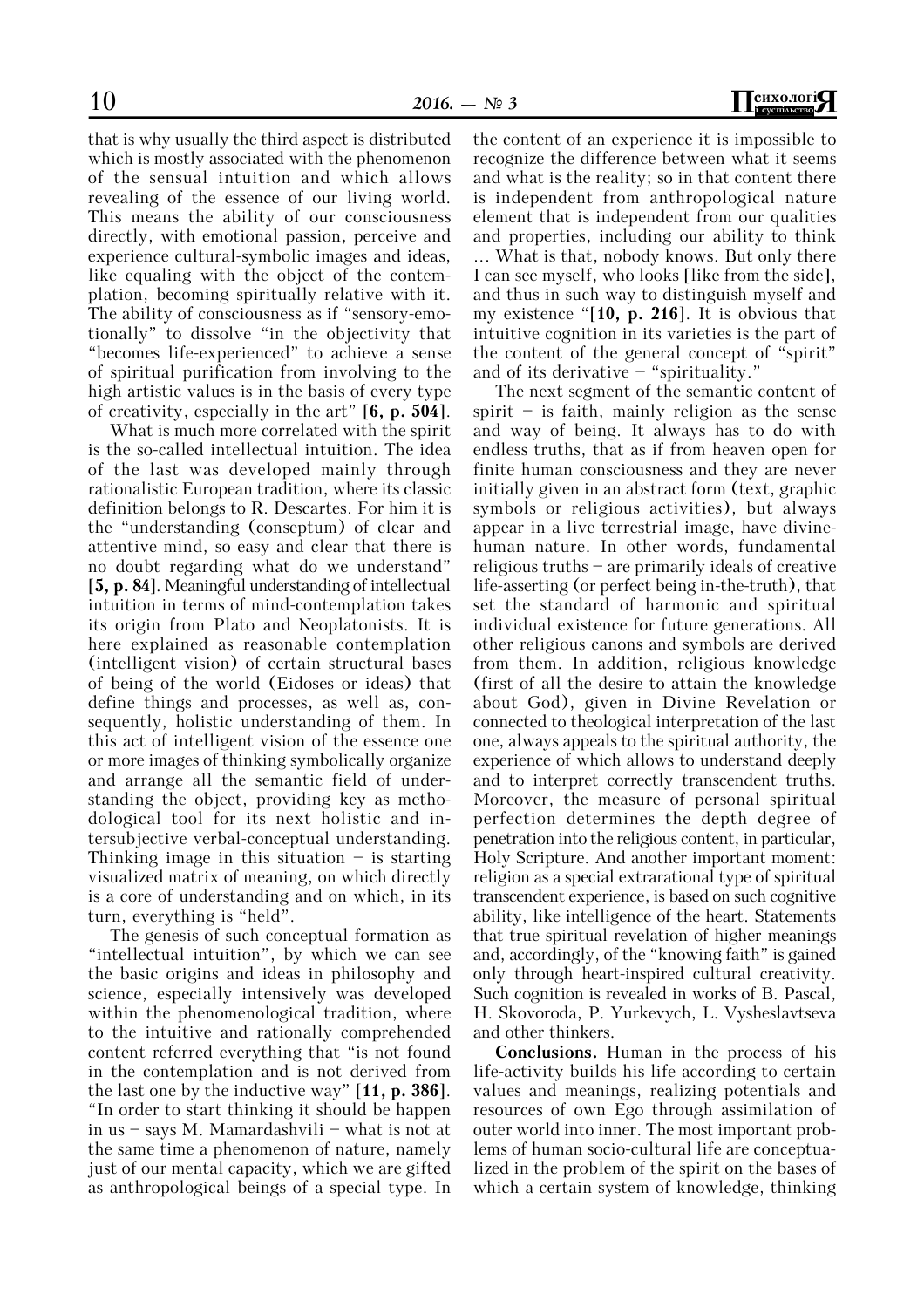that is why usually the third aspect is distributed which is mostly associated with the phenomenon of the sensual intuition and which allows revealing of the essence of our living world. This means the ability of our consciousness directly, with emotional passion, perceive and experience cultural-symbolic images and ideas, like equaling with the object of the contemplation, becoming spiritually relative with it. The ability of consciousness as if "sensory-emotionally" to dissolve "in the objectivity that "becomes life-experienced" to achieve a sense of spiritual purification from involving to the high artistic values is in the basis of every type of creativity, especially in the art" **[6, p. 504]**.

What is much more correlated with the spirit is the so-called intellectual intuition. The idea of the last was developed mainly through rationalistic European tradition, where its classic definition belongs to R. Descartes. For him it is the "understanding (conseptum) of clear and attentive mind, so easy and clear that there is no doubt regarding what do we understand" **[5, p. 84]**. Meaningful understanding of intellectual intuition in terms of mind-contemplation takes its origin from Plato and Neoplatonists. It is here explained as reasonable contemplation (intelligent vision) of certain structural bases of being of the world (Eidoses or ideas) that define things and processes, as well as, consequently, holistic understanding of them. In this act of intelligent vision of the essence one or more images of thinking symbolically organize and arrange all the semantic field of understanding the object, providing key as methodological tool for its next holistic and intersubjective verbal-conceptual understanding. Thinking image in this situation – is starting visualized matrix of meaning, on which directly is a core of understanding and on which, in its turn, everything is "held".

The genesis of such conceptual formation as "intellectual intuition", by which we can see the basic origins and ideas in philosophy and science, especially intensively was developed within the phenomenological tradition, where to the intuitive and rationally comprehended content referred everything that "is not found in the contemplation and is not derived from the last one by the inductive way" **[11, p. 386]**. "In order to start thinking it should be happen in us – says M. Mamardashvili – what is not at the same time a phenomenon of nature, namely just of our mental capacity, which we are gifted as anthropological beings of a special type. In the content of an experience it is impossible to recognize the difference between what it seems and what is the reality; so in that content there is independent from anthropological nature element that is independent from our qualities and properties, including our ability to think ... What is that, nobody knows. But only there I can see myself, who looks [like from the side], and thus in such way to distinguish myself and my existence "**[10, p. 216]**. It is obvious that intuitive cognition in its varieties is the part of the content of the general concept of "spirit" and of its derivative – "spirituality."

The next segment of the semantic content of spirit – is faith, mainly religion as the sense and way of being. It always has to do with endless truths, that as if from heaven open for finite human consciousness and they are never initially given in an abstract form (text, graphic symbols or religious activities), but always appear in a live terrestrial image, have divine-human nature. In other words, fundamental religious truths – are primarily ideals of creative life-asserting (or perfect being in-the-truth), that set the standard of harmonic and spiritual individual existence for future generations. All other religious canons and symbols are derived from them. In addition, religious knowledge (first of all the desire to attain the knowledge about God), given in Divine Revelation or connected to theological interpretation of the last one, always appeals to the spiritual authority, the experience of which allows to understand deeply and to interpret correctly transcendent truths. Moreover, the measure of personal spiritual perfection determines the depth degree of penetration into the religious content, in particular, Holy Scripture. And another important moment: religion as a special extrarational type of spiritual transcendent experience, is based on such cognitive ability, like intelligence of the heart. Statements that true spiritual revelation of higher meanings and, accordingly, of the "knowing faith" is gained only through heart-inspired cultural creativity. Such cognition is revealed in works of B. Pascal, H. Skovoroda, P. Yurkevych, L. Vysheslavtseva and other thinkers.

**Conclusions.** Human in the process of his life-activity builds his life according to certain values and meanings, realizing potentials and resources of own Ego through assimilation of outer world into inner. The most important problems of human socio-cultural life are conceptualized in the problem of the spirit on the bases of which a certain system of knowledge, thinking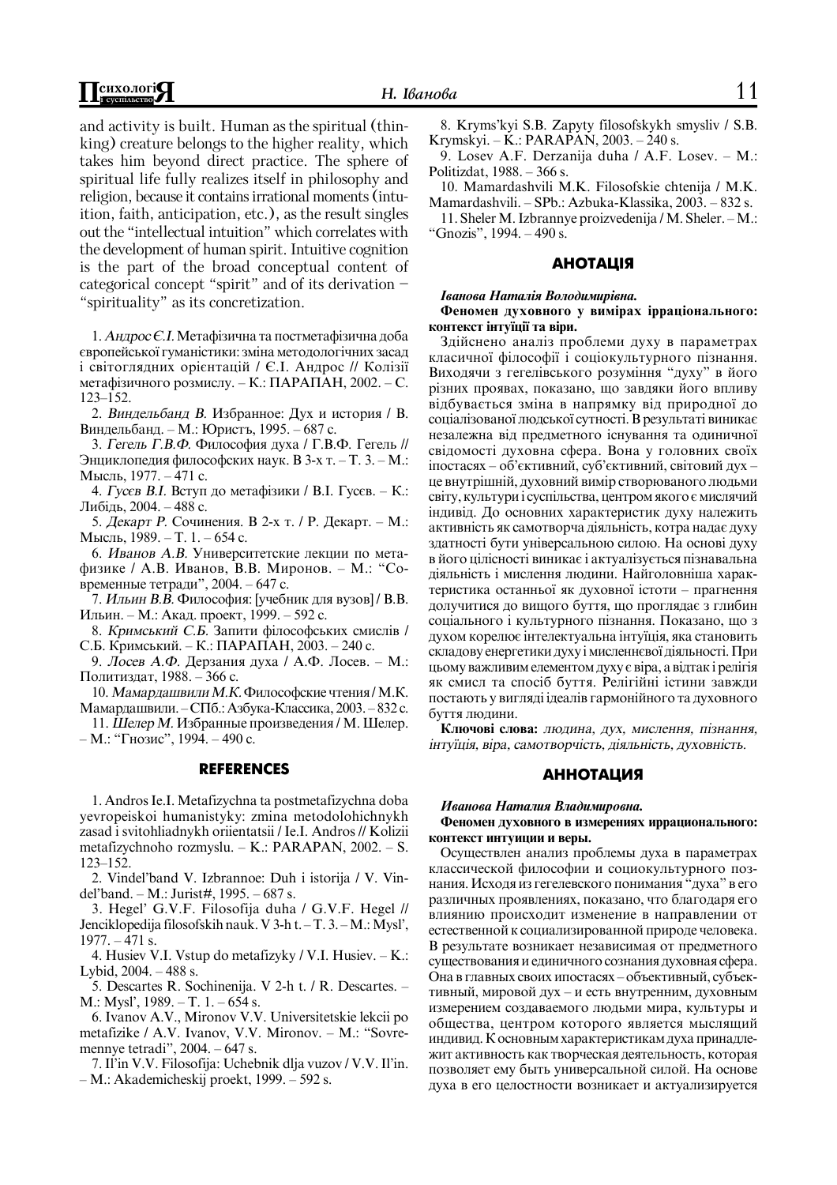and activity is built. Human as the spiritual (thinking) creature belongs to the higher reality, which takes him beyond direct practice. The sphere of spiritual life fully realizes itself in philosophy and religion, because it contains irrational moments (intuition, faith, anticipation, etc.), as the result singles out the "intellectual intuition" which correlates with the development of human spirit. Intuitive cognition is the part of the broad conceptual content of categorical concept "spirit" and of its derivation – "spirituality" as its concretization.

1. *Андрос Є.І.* Метафізична та постметафізична доба європейської гуманістики: зміна методологічних засад і світоглядних орієнтацій / Є.І. Андрос // Колізії метафізичного розмислу. – К.: ПАРАПАН, 2002. – С. 123–152.

2. *Виндельбанд В.* Избранное: Дух и история / В. Виндельбанд. – М.: Юристъ, 1995. – 687 с.

3. *Гегель Г.В.Ф.* Философия духа / Г.В.Ф. Гегель // Энциклопедия философских наук. В 3-х т. – Т. 3. – М.: Мысль, 1977. – 471 с.

4. *Гусєв В.І.* Вступ до метафізики / В.І. Гусєв. – К.: Либідь, 2004. – 488 с.

5. *Декарт Р.* Сочинения. В 2-х т. / Р. Декарт. – М.: Мысль, 1989. – Т. 1. – 654 с.

6. *Иванов А.В.* Университетские лекции по метафизике / А.В. Иванов, В.В. Миронов. – М.: "Современные тетради", 2004. – 647 с.

7. *Ильин В.В.* Философия: [учебник для вузов] / В.В. Ильин. – М.: Акад. проект, 1999. – 592 с.

8. *Кримський С.Б.* Запити філософських смислів / С.Б. Кримський. – К.: ПАРАПАН, 2003. – 240 с.

9. *Лосев А.Ф.* Дерзания духа / А.Ф. Лосев. – М.: Политиздат, 1988. – 366 с.

10. *Мамардашвили М.К.* Философские чтения / М.К. Мамардашвили. – СПб.: Азбука-Классика, 2003. – 832 с.

11. *Шелер М.* Избранные произведения / М. Шелер. – М.: "Гнозис", 1994. – 490 с.

## REFERENCES

1. Andros Ie.I. Metafizychna ta postmetafizychna doba yevropeiskoi humanistyky: zmina metodolohichnykh zasad i svitohliadnykh oriientatsii / Ie.I. Andros // Kolizii metafizychnoho rozmyslu. – K.: PARAPAN, 2002. – S. 123–152.

2. Vindel'band V. Izbrannoe: Duh i istorija / V. Vindel'band. – M.: Jurist#, 1995. – 687 s.

3. Hegel' G.V.F. Filosofija duha / G.V.F. Hegel // Jenciklopedija filosofskih nauk. V 3-h t. – T. 3. – M.: Mysl', 1977. – 471 s.

4. Husiev V.I. Vstup do metafizyky / V.I. Husiev. – K.: Lybid, 2004. – 488 s.

5. Descartes R. Sochinenija. V 2-h t. / R. Descartes. – M.: Mysl', 1989. – T. 1. – 654 s.

6. Ivanov A.V., Mironov V.V. Universitetskie lekcii po metafizike / A.V. Ivanov, V.V. Mironov. – M.: "Sovremennye tetradi", 2004. – 647 s.

7. Il'in V.V. Filosofija: Uchebnik dlja vuzov / V.V. Il'in. – M.: Akademicheskij proekt, 1999. – 592 s.

8. Kryms'kyi S.B. Zapyty filosofskykh smysliv / S.B. Krymskyi. – K.: PARAPAN, 2003. – 240 s.

9. Losev A.F. Derzanija duha / A.F. Losev. – M.: Politizdat, 1988. – 366 s.

10. Mamardashvili M.K. Filosofskie chtenija / M.K. Mamardashvili. – SPb.: Azbuka-Klassika, 2003. – 832 s.

11. Sheler M. Izbrannye proizvedenija / M. Sheler. – M.: "Gnozis", 1994. – 490 s.

## АНОТАЦІЯ

***Іванова Наталія Володимирівна.***

**Феномен духовного у вимірах ірраціонального: контекст інтуїції та віри.**

Здійснено аналіз проблеми духу в параметрах класичної філософії і соціокультурного пізнання. Виходячи з гегелівського розуміння "духу" в його різних проявах, показано, що завдяки його впливу відбувається зміна в напрямку від природної до соціалізованої людської сутності. В результаті виникає незалежна від предметного існування та одиничної свідомості духовна сфера. Вона у головних своїх іпостасях – об'єктивний, суб'єктивний, світовий дух – це внутрішній, духовний вимір створюваного людьми світу, культури і суспільства, центром якого є мислячий індивід. До основних характеристик духу належить активність як самотворча діяльність, котра надає духу здатності бути універсальною силою. На основі духу в його цілісності виникає і актуалізується пізнавальна діяльність і мислення людини. Найголовніша характеристика останньої як духовної істоти – прагнення долучитися до вищого буття, що проглядає з глибин соціального і культурного пізнання. Показано, що з духом корелює інтелектуальна інтуїція, яка становить складову енергетики духу і мисленнєвої діяльності. При цьому важливим елементом духу є віра, а відтак і релігія як смисл та спосіб буття. Релігійні істини завжди постають у вигляді ідеалів гармонійного та духовного буття людини.

**Ключові слова:** *людина, дух, мислення, пізнання, інтуїція, віра, самотворчість, діяльність, духовність.*

## АННОТАЦИЯ

***Иванова Наталия Владимировна.***

**Феномен духовного в измерениях иррационального: контекст интуиции и веры.**

Осуществлен анализ проблемы духа в параметрах классической философии и социокультурного познания. Исходя из гегелевского понимания "духа" в его различных проявлениях, показано, что благодаря его влиянию происходит изменение в направлении от естественной к социализированной природе человека. В результате возникает независимая от предметного существования и единичного сознания духовная сфера. Она в главных своих ипостасях – объективный, субъективный, мировой дух – и есть внутренним, духовным измерением создаваемого людьми мира, культуры и общества, центром которого является мыслящий индивид. К основным характеристикам духа принадлежит активность как творческая деятельность, которая позволяет ему быть универсальной силой. На основе духа в его целостности возникает и актуализируется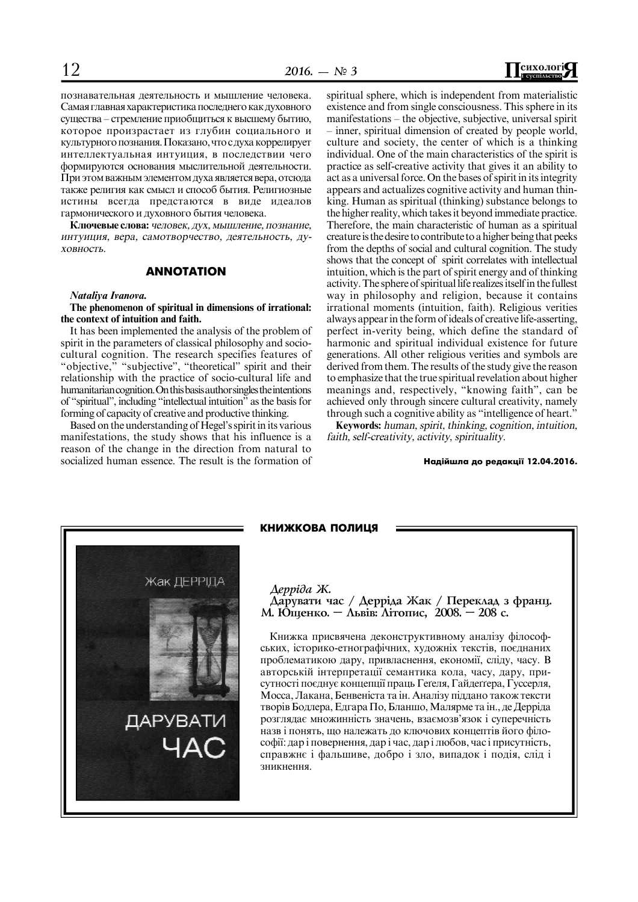познавательная деятельность и мышление человека. Самая главная характеристика последнего как духовного существа – стремление приобщиться к высшему бытию, которое произрастает из глубин социального и культурного познания. Показано, что с духа коррелирует интеллектуальная интуиция, в последствии чего формируются основания мыслительной деятельности. При этом важным элементом духа является вера, отсюда также религия как смысл и способ бытия. Религиозные истины всегда предстаются в виде идеалов гармонического и духовного бытия человека.

**Ключевые слова:** *человек, дух, мышление, познание, интуиция, вера, самотворчество, деятельность, духовность.*

## ANNOTATION

***Nataliya Ivanova.***

**The phenomenon of spiritual in dimensions of irrational: the context of intuition and faith.**

It has been implemented the analysis of the problem of spirit in the parameters of classical philosophy and socio-cultural cognition. The research specifies features of "objective," "subjective", "theoretical" spirit and their relationship with the practice of socio-cultural life and humanitarian cognition. On this basis author singles the intentions of "spiritual", including "intellectual intuition" as the basis for forming of capacity of creative and productive thinking.

Based on the understanding of Hegel's spirit in its various manifestations, the study shows that his influence is a reason of the change in the direction from natural to socialized human essence. The result is the formation of spiritual sphere, which is independent from materialistic existence and from single consciousness. This sphere in its manifestations – the objective, subjective, universal spirit – inner, spiritual dimension of created by people world, culture and society, the center of which is a thinking individual. One of the main characteristics of the spirit is practice as self-creative activity that gives it an ability to act as a universal force. On the bases of spirit in its integrity appears and actualizes cognitive activity and human thinking. Human as spiritual (thinking) substance belongs to the higher reality, which takes it beyond immediate practice. Therefore, the main characteristic of human as a spiritual creature is the desire to contribute to a higher being that peeks from the depths of social and cultural cognition. The study shows that the concept of spirit correlates with intellectual intuition, which is the part of spirit energy and of thinking activity. The sphere of spiritual life realizes itself in the fullest way in philosophy and religion, because it contains irrational moments (intuition, faith). Religious verities always appear in the form of ideals of creative life-asserting, perfect in-verity being, which define the standard of harmonic and spiritual individual existence for future generations. All other religious verities and symbols are derived from them. The results of the study give the reason to emphasize that the true spiritual revelation about higher meanings and, respectively, "knowing faith", can be achieved only through sincere cultural creativity, namely through such a cognitive ability as "intelligence of heart."

**Keywords:** *human, spirit, thinking, cognition, intuition, faith, self-creativity, activity, spirituality.*

**Надійшла до редакції 12.04.2016.**

## КНИЖКОВА ПОЛИЦЯ

Жак ДЕРРІДА

ДАРУВАТИ ЧАС

*Дерріда Ж.*

**Дарувати час / Дерріда Жак / Переклад з франц. М. Ющенко. — Львів: Літопис, 2008. — 208 с.**

Книжка присвячена деконструктивному аналізу філософських, історико-етнографічних, художніх текстів, поєднаних проблематикою дару, привласнення, економії, сліду, часу. В авторській інтерпретації семантика кола, часу, дару, присутності поєднує концепції праць Гегеля, Гайдеґґера, Гуссерля, Мосса, Лакана, Бенвеніста та ін. Аналізу піддано також тексти творів Бодлера, Едгара По, Бланшо, Малярме та ін., де Дерріда розглядає множинність значень, взаємозв'язок і суперечність назв і понять, що належать до ключових концептів його філософії: дар і повернення, дар і час, дар і любов, час і присутність, справжнє і фальшиве, добро і зло, випадок і подія, слід і зникнення.